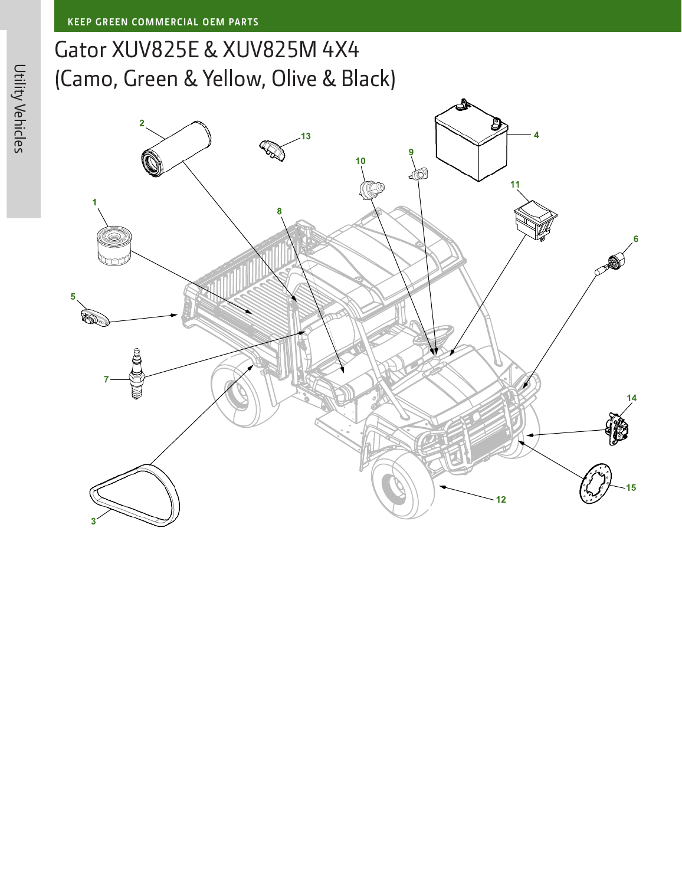# Gator XUV825E & XUV825M 4X4 (Camo, Green & Yellow, Olive & Black)

1
2
3
4
5
6
7
8
9
10
11
12
13
14
15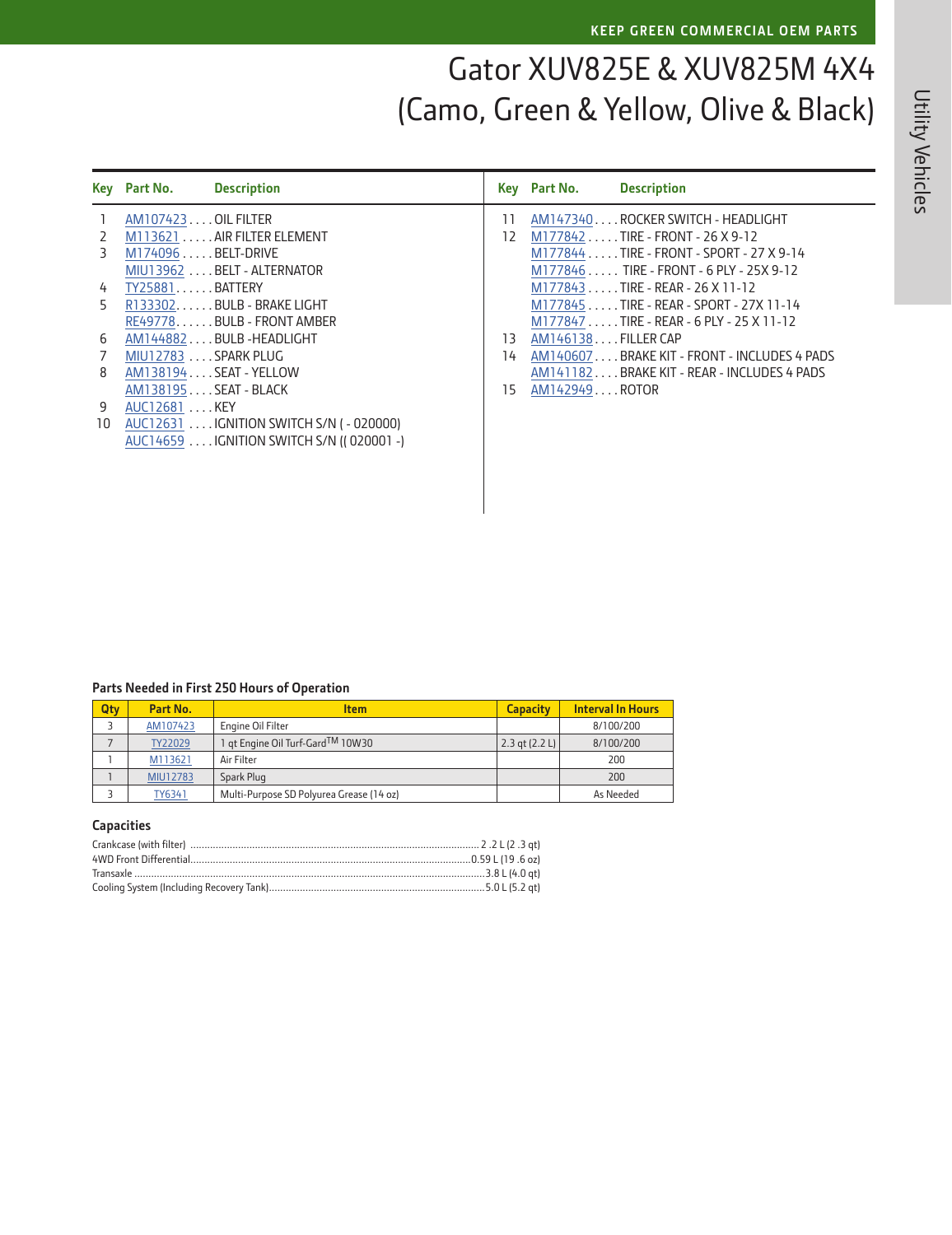KEEP GREEN COMMERCIAL OEM PARTS

# Gator XUV825E & XUV825M 4X4 (Camo, Green & Yellow, Olive & Black)

Utility Vehicles

| Key | Part No. | Description |
|---|---|---|
| 1 | AM107423 | OIL FILTER |
| 2 | M113621 | AIR FILTER ELEMENT |
| 3 | M174096 | BELT-DRIVE |
| | MIU13962 | BELT - ALTERNATOR |
| 4 | TY25881 | BATTERY |
| 5 | R133302 | BULB - BRAKE LIGHT |
| | RE49778 | BULB - FRONT AMBER |
| 6 | AM144882 | BULB -HEADLIGHT |
| 7 | MIU12783 | SPARK PLUG |
| 8 | AM138194 | SEAT - YELLOW |
| | AM138195 | SEAT - BLACK |
| 9 | AUC12681 | KEY |
| 10 | AUC12631 | IGNITION SWITCH S/N ( - 020000) |
| | AUC14659 | IGNITION SWITCH S/N (( 020001 -) |
| 11 | AM147340 | ROCKER SWITCH - HEADLIGHT |
| 12 | M177842 | TIRE - FRONT - 26 X 9-12 |
| | M177844 | TIRE - FRONT - SPORT - 27 X 9-14 |
| | M177846 | TIRE - FRONT - 6 PLY - 25X 9-12 |
| | M177843 | TIRE - REAR - 26 X 11-12 |
| | M177845 | TIRE - REAR - SPORT - 27X 11-14 |
| | M177847 | TIRE - REAR - 6 PLY - 25 X 11-12 |
| 13 | AM146138 | FILLER CAP |
| 14 | AM140607 | BRAKE KIT - FRONT - INCLUDES 4 PADS |
| | AM141182 | BRAKE KIT - REAR - INCLUDES 4 PADS |
| 15 | AM142949 | ROTOR |

### Parts Needed in First 250 Hours of Operation

| Qty | Part No. | Item | Capacity | Interval In Hours |
|---|---|---|---|---|
| 3 | AM107423 | Engine Oil Filter | | 8/100/200 |
| 7 | TY22029 | 1 qt Engine Oil Turf-Gard™ 10W30 | 2.3 qt (2.2 L) | 8/100/200 |
| 1 | M113621 | Air Filter | | 200 |
| 1 | MIU12783 | Spark Plug | | 200 |
| 3 | TY6341 | Multi-Purpose SD Polyurea Grease (14 oz) | | As Needed |

### Capacities

Crankcase (with filter) .......... 2 .2 L (2 .3 qt)
4WD Front Differential .......... 0.59 L (19 .6 oz)
Transaxle .......... 3.8 L (4.0 qt)
Cooling System (Including Recovery Tank) .......... 5.0 L (5.2 qt)